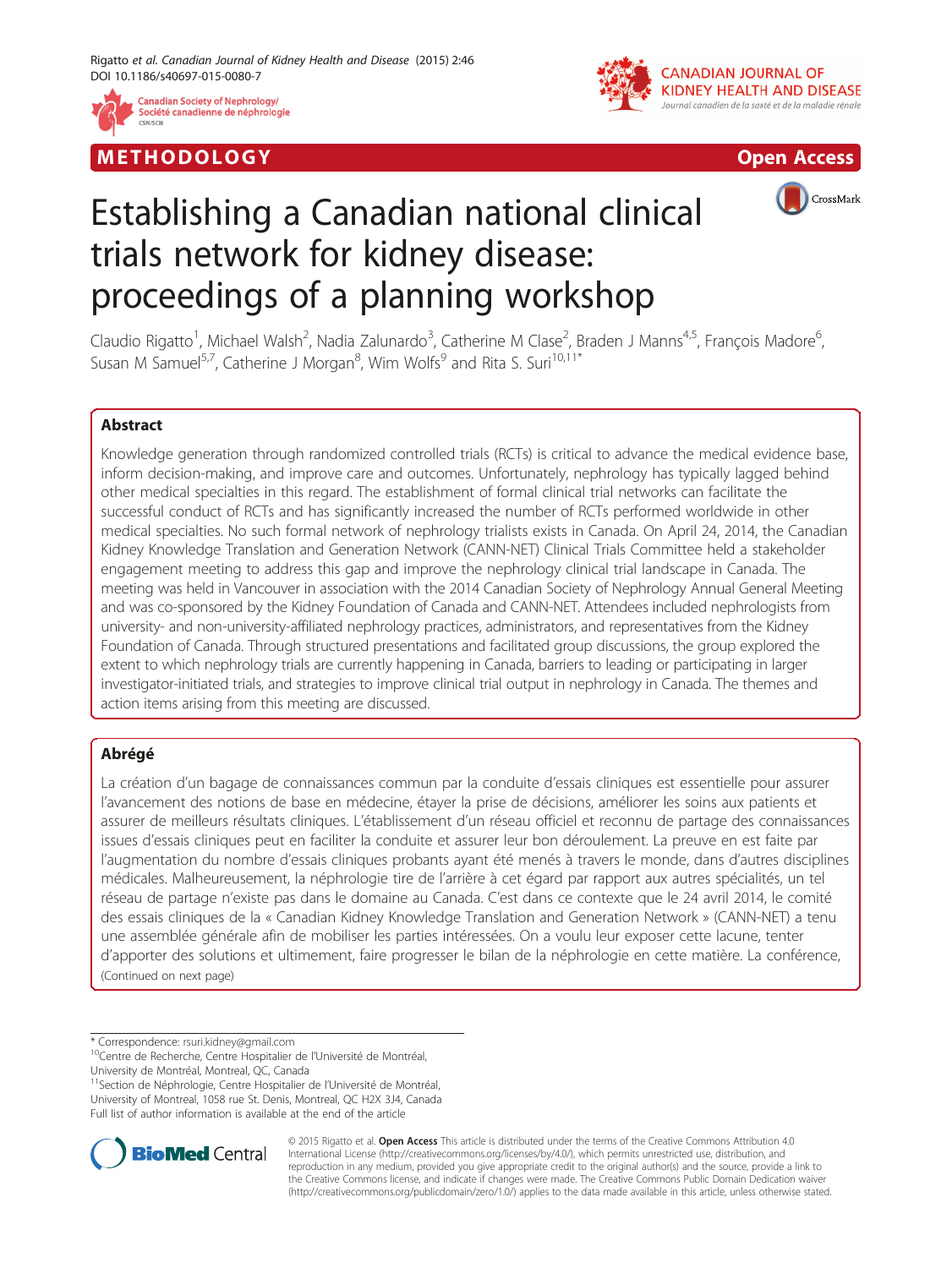METHODOLOGY

Open Access

# Establishing a Canadian national clinical trials network for kidney disease: proceedings of a planning workshop

Claudio Rigatto[1], Michael Walsh[2], Nadia Zalunardo[3], Catherine M Clase[2], Braden J Manns[4,5], François Madore[6], Susan M Samuel[5,7], Catherine J Morgan[8], Wim Wolfs[9] and Rita S. Suri[10,11*]

## Abstract

Knowledge generation through randomized controlled trials (RCTs) is critical to advance the medical evidence base, inform decision-making, and improve care and outcomes. Unfortunately, nephrology has typically lagged behind other medical specialties in this regard. The establishment of formal clinical trial networks can facilitate the successful conduct of RCTs and has significantly increased the number of RCTs performed worldwide in other medical specialties. No such formal network of nephrology trialists exists in Canada. On April 24, 2014, the Canadian Kidney Knowledge Translation and Generation Network (CANN-NET) Clinical Trials Committee held a stakeholder engagement meeting to address this gap and improve the nephrology clinical trial landscape in Canada. The meeting was held in Vancouver in association with the 2014 Canadian Society of Nephrology Annual General Meeting and was co-sponsored by the Kidney Foundation of Canada and CANN-NET. Attendees included nephrologists from university- and non-university-affiliated nephrology practices, administrators, and representatives from the Kidney Foundation of Canada. Through structured presentations and facilitated group discussions, the group explored the extent to which nephrology trials are currently happening in Canada, barriers to leading or participating in larger investigator-initiated trials, and strategies to improve clinical trial output in nephrology in Canada. The themes and action items arising from this meeting are discussed.

## Abrégé

La création d'un bagage de connaissances commun par la conduite d'essais cliniques est essentielle pour assurer l'avancement des notions de base en médecine, étayer la prise de décisions, améliorer les soins aux patients et assurer de meilleurs résultats cliniques. L'établissement d'un réseau officiel et reconnu de partage des connaissances issues d'essais cliniques peut en faciliter la conduite et assurer leur bon déroulement. La preuve en est faite par l'augmentation du nombre d'essais cliniques probants ayant été menés à travers le monde, dans d'autres disciplines médicales. Malheureusement, la néphrologie tire de l'arrière à cet égard par rapport aux autres spécialités, un tel réseau de partage n'existe pas dans le domaine au Canada. C'est dans ce contexte que le 24 avril 2014, le comité des essais cliniques de la « Canadian Kidney Knowledge Translation and Generation Network » (CANN-NET) a tenu une assemblée générale afin de mobiliser les parties intéressées. On a voulu leur exposer cette lacune, tenter d'apporter des solutions et ultimement, faire progresser le bilan de la néphrologie en cette matière. La conférence,

(Continued on next page)

\* Correspondence: rsuri.kidney@gmail.com

[10]Centre de Recherche, Centre Hospitalier de l'Université de Montréal, University de Montréal, Montreal, QC, Canada

[11]Section de Néphrologie, Centre Hospitalier de l'Université de Montréal, University of Montreal, 1058 rue St. Denis, Montreal, QC H2X 3J4, Canada

Full list of author information is available at the end of the article

© 2015 Rigatto et al. **Open Access** This article is distributed under the terms of the Creative Commons Attribution 4.0 International License (http://creativecommons.org/licenses/by/4.0/), which permits unrestricted use, distribution, and reproduction in any medium, provided you give appropriate credit to the original author(s) and the source, provide a link to the Creative Commons license, and indicate if changes were made. The Creative Commons Public Domain Dedication waiver (http://creativecommons.org/publicdomain/zero/1.0/) applies to the data made available in this article, unless otherwise stated.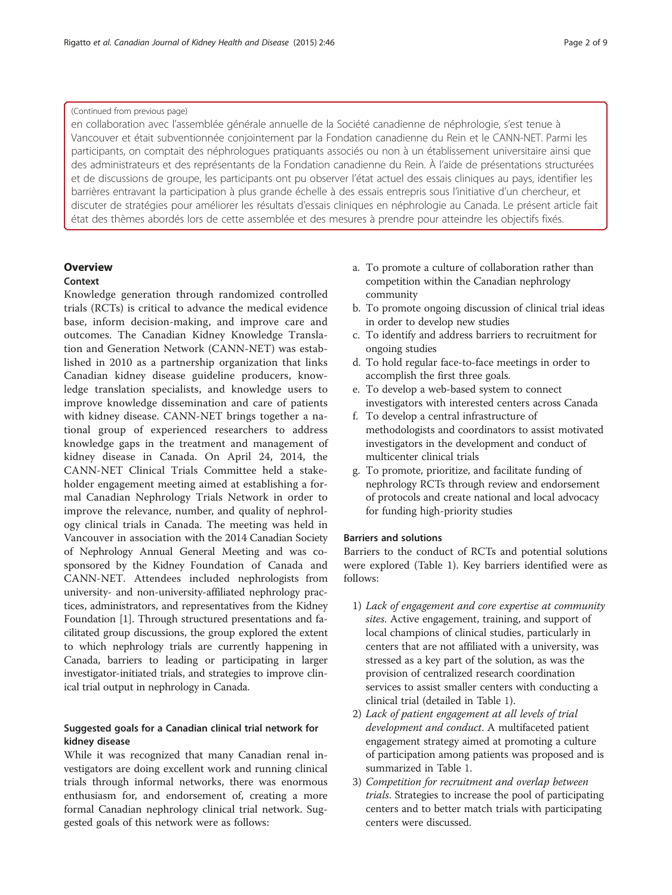(Continued from previous page)

en collaboration avec l'assemblée générale annuelle de la Société canadienne de néphrologie, s'est tenue à Vancouver et était subventionnée conjointement par la Fondation canadienne du Rein et le CANN-NET. Parmi les participants, on comptait des néphrologues pratiquants associés ou non à un établissement universitaire ainsi que des administrateurs et des représentants de la Fondation canadienne du Rein. À l'aide de présentations structurées et de discussions de groupe, les participants ont pu observer l'état actuel des essais cliniques au pays, identifier les barrières entravant la participation à plus grande échelle à des essais entrepris sous l'initiative d'un chercheur, et discuter de stratégies pour améliorer les résultats d'essais cliniques en néphrologie au Canada. Le présent article fait état des thèmes abordés lors de cette assemblée et des mesures à prendre pour atteindre les objectifs fixés.

## Overview

### Context

Knowledge generation through randomized controlled trials (RCTs) is critical to advance the medical evidence base, inform decision-making, and improve care and outcomes. The Canadian Kidney Knowledge Translation and Generation Network (CANN-NET) was established in 2010 as a partnership organization that links Canadian kidney disease guideline producers, knowledge translation specialists, and knowledge users to improve knowledge dissemination and care of patients with kidney disease. CANN-NET brings together a national group of experienced researchers to address knowledge gaps in the treatment and management of kidney disease in Canada. On April 24, 2014, the CANN-NET Clinical Trials Committee held a stakeholder engagement meeting aimed at establishing a formal Canadian Nephrology Trials Network in order to improve the relevance, number, and quality of nephrology clinical trials in Canada. The meeting was held in Vancouver in association with the 2014 Canadian Society of Nephrology Annual General Meeting and was cosponsored by the Kidney Foundation of Canada and CANN-NET. Attendees included nephrologists from university- and non-university-affiliated nephrology practices, administrators, and representatives from the Kidney Foundation [1]. Through structured presentations and facilitated group discussions, the group explored the extent to which nephrology trials are currently happening in Canada, barriers to leading or participating in larger investigator-initiated trials, and strategies to improve clinical trial output in nephrology in Canada.

### Suggested goals for a Canadian clinical trial network for kidney disease

While it was recognized that many Canadian renal investigators are doing excellent work and running clinical trials through informal networks, there was enormous enthusiasm for, and endorsement of, creating a more formal Canadian nephrology clinical trial network. Suggested goals of this network were as follows:

a. To promote a culture of collaboration rather than competition within the Canadian nephrology community
b. To promote ongoing discussion of clinical trial ideas in order to develop new studies
c. To identify and address barriers to recruitment for ongoing studies
d. To hold regular face-to-face meetings in order to accomplish the first three goals.
e. To develop a web-based system to connect investigators with interested centers across Canada
f. To develop a central infrastructure of methodologists and coordinators to assist motivated investigators in the development and conduct of multicenter clinical trials
g. To promote, prioritize, and facilitate funding of nephrology RCTs through review and endorsement of protocols and create national and local advocacy for funding high-priority studies

### Barriers and solutions

Barriers to the conduct of RCTs and potential solutions were explored (Table 1). Key barriers identified were as follows:

1) *Lack of engagement and core expertise at community sites*. Active engagement, training, and support of local champions of clinical studies, particularly in centers that are not affiliated with a university, was stressed as a key part of the solution, as was the provision of centralized research coordination services to assist smaller centers with conducting a clinical trial (detailed in Table 1).
2) *Lack of patient engagement at all levels of trial development and conduct*. A multifaceted patient engagement strategy aimed at promoting a culture of participation among patients was proposed and is summarized in Table 1.
3) *Competition for recruitment and overlap between trials*. Strategies to increase the pool of participating centers and to better match trials with participating centers were discussed.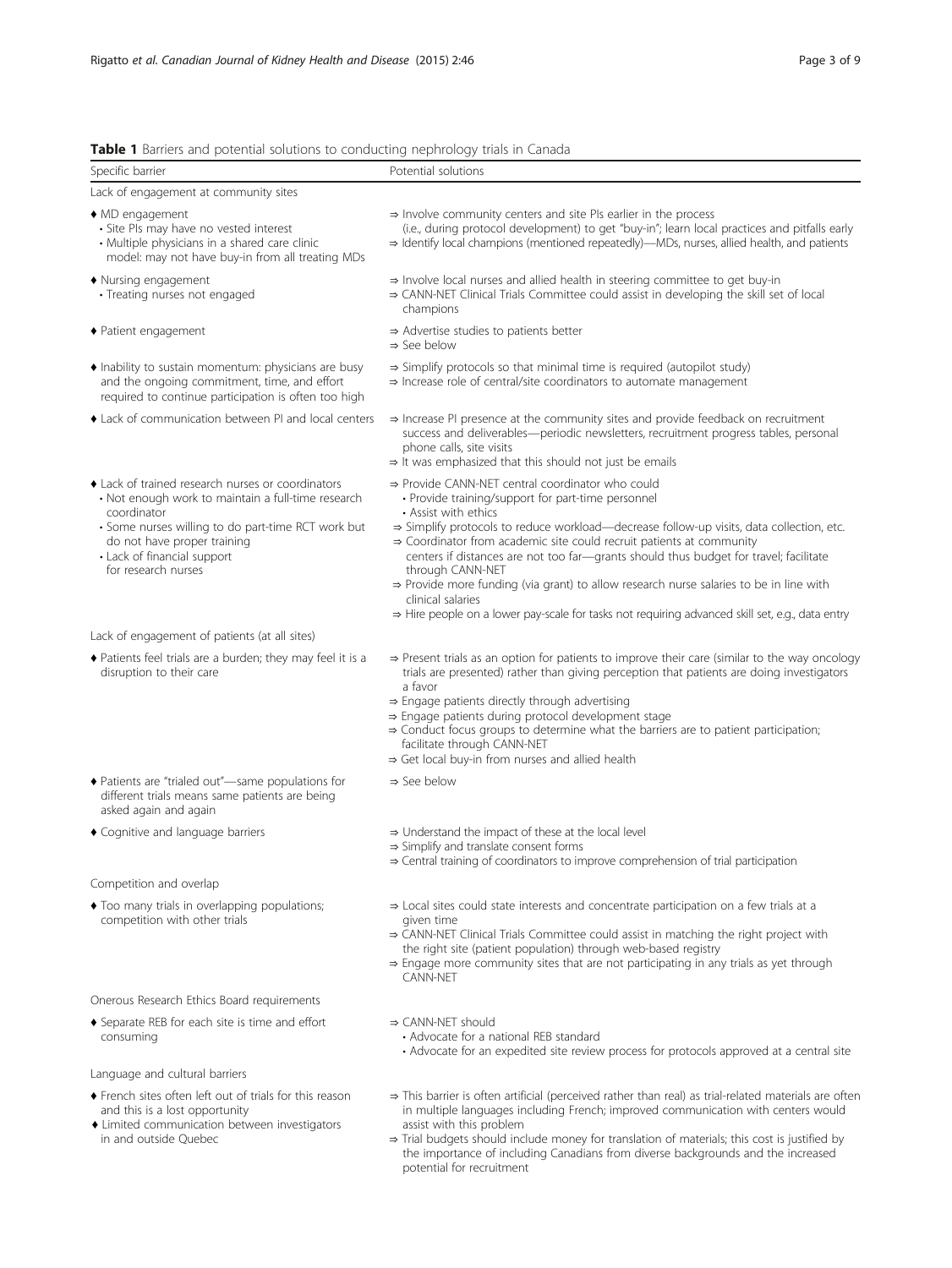**Table 1** Barriers and potential solutions to conducting nephrology trials in Canada

| Specific barrier | Potential solutions |
|---|---|
| Lack of engagement at community sites | |
| ♦ MD engagement<br>• Site PIs may have no vested interest<br>• Multiple physicians in a shared care clinic model: may not have buy-in from all treating MDs | ⇒ Involve community centers and site PIs earlier in the process (i.e., during protocol development) to get "buy-in"; learn local practices and pitfalls early<br>⇒ Identify local champions (mentioned repeatedly)—MDs, nurses, allied health, and patients |
| ♦ Nursing engagement<br>• Treating nurses not engaged | ⇒ Involve local nurses and allied health in steering committee to get buy-in<br>⇒ CANN-NET Clinical Trials Committee could assist in developing the skill set of local champions |
| ♦ Patient engagement | ⇒ Advertise studies to patients better<br>⇒ See below |
| ♦ Inability to sustain momentum: physicians are busy and the ongoing commitment, time, and effort required to continue participation is often too high | ⇒ Simplify protocols so that minimal time is required (autopilot study)<br>⇒ Increase role of central/site coordinators to automate management |
| ♦ Lack of communication between PI and local centers | ⇒ Increase PI presence at the community sites and provide feedback on recruitment success and deliverables—periodic newsletters, recruitment progress tables, personal phone calls, site visits<br>⇒ It was emphasized that this should not just be emails |
| ♦ Lack of trained research nurses or coordinators<br>• Not enough work to maintain a full-time research coordinator<br>• Some nurses willing to do part-time RCT work but do not have proper training<br>• Lack of financial support for research nurses | ⇒ Provide CANN-NET central coordinator who could<br>• Provide training/support for part-time personnel<br>• Assist with ethics<br>⇒ Simplify protocols to reduce workload—decrease follow-up visits, data collection, etc.<br>⇒ Coordinator from academic site could recruit patients at community centers if distances are not too far—grants should thus budget for travel; facilitate through CANN-NET<br>⇒ Provide more funding (via grant) to allow research nurse salaries to be in line with clinical salaries<br>⇒ Hire people on a lower pay-scale for tasks not requiring advanced skill set, e.g., data entry |
| Lack of engagement of patients (at all sites) | |
| ♦ Patients feel trials are a burden; they may feel it is a disruption to their care | ⇒ Present trials as an option for patients to improve their care (similar to the way oncology trials are presented) rather than giving perception that patients are doing investigators a favor<br>⇒ Engage patients directly through advertising<br>⇒ Engage patients during protocol development stage<br>⇒ Conduct focus groups to determine what the barriers are to patient participation; facilitate through CANN-NET<br>⇒ Get local buy-in from nurses and allied health |
| ♦ Patients are "trialed out"—same populations for different trials means same patients are being asked again and again | ⇒ See below |
| ♦ Cognitive and language barriers | ⇒ Understand the impact of these at the local level<br>⇒ Simplify and translate consent forms<br>⇒ Central training of coordinators to improve comprehension of trial participation |
| Competition and overlap | |
| ♦ Too many trials in overlapping populations; competition with other trials | ⇒ Local sites could state interests and concentrate participation on a few trials at a given time<br>⇒ CANN-NET Clinical Trials Committee could assist in matching the right project with the right site (patient population) through web-based registry<br>⇒ Engage more community sites that are not participating in any trials as yet through CANN-NET |
| Onerous Research Ethics Board requirements | |
| ♦ Separate REB for each site is time and effort consuming | ⇒ CANN-NET should<br>• Advocate for a national REB standard<br>• Advocate for an expedited site review process for protocols approved at a central site |
| Language and cultural barriers | |
| ♦ French sites often left out of trials for this reason and this is a lost opportunity<br>♦ Limited communication between investigators in and outside Quebec | ⇒ This barrier is often artificial (perceived rather than real) as trial-related materials are often in multiple languages including French; improved communication with centers would assist with this problem<br>⇒ Trial budgets should include money for translation of materials; this cost is justified by the importance of including Canadians from diverse backgrounds and the increased potential for recruitment |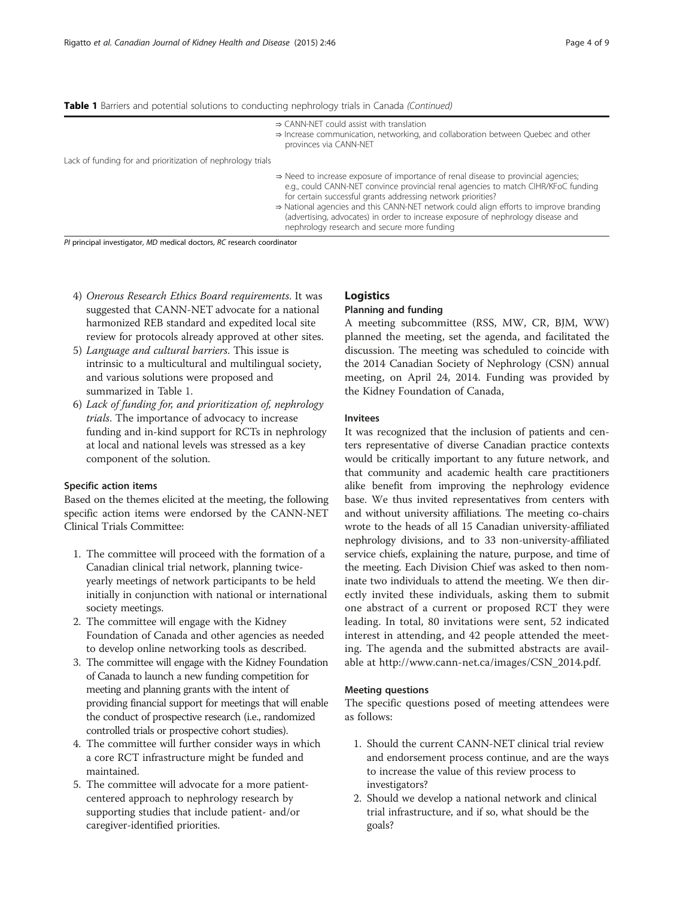**Table 1** Barriers and potential solutions to conducting nephrology trials in Canada *(Continued)*

| | |
|---|---|
| | ⇒ CANN-NET could assist with translation<br>⇒ Increase communication, networking, and collaboration between Quebec and other provinces via CANN-NET |
| Lack of funding for and prioritization of nephrology trials | |
| | ⇒ Need to increase exposure of importance of renal disease to provincial agencies; e.g., could CANN-NET convince provincial renal agencies to match CIHR/KFoC funding for certain successful grants addressing network priorities?<br>⇒ National agencies and this CANN-NET network could align efforts to improve branding (advertising, advocates) in order to increase exposure of nephrology disease and nephrology research and secure more funding |

*PI* principal investigator, *MD* medical doctors, *RC* research coordinator

4) *Onerous Research Ethics Board requirements*. It was suggested that CANN-NET advocate for a national harmonized REB standard and expedited local site review for protocols already approved at other sites.
5) *Language and cultural barriers*. This issue is intrinsic to a multicultural and multilingual society, and various solutions were proposed and summarized in Table 1.
6) *Lack of funding for, and prioritization of, nephrology trials*. The importance of advocacy to increase funding and in-kind support for RCTs in nephrology at local and national levels was stressed as a key component of the solution.

### Specific action items

Based on the themes elicited at the meeting, the following specific action items were endorsed by the CANN-NET Clinical Trials Committee:

1. The committee will proceed with the formation of a Canadian clinical trial network, planning twice-yearly meetings of network participants to be held initially in conjunction with national or international society meetings.
2. The committee will engage with the Kidney Foundation of Canada and other agencies as needed to develop online networking tools as described.
3. The committee will engage with the Kidney Foundation of Canada to launch a new funding competition for meeting and planning grants with the intent of providing financial support for meetings that will enable the conduct of prospective research (i.e., randomized controlled trials or prospective cohort studies).
4. The committee will further consider ways in which a core RCT infrastructure might be funded and maintained.
5. The committee will advocate for a more patient-centered approach to nephrology research by supporting studies that include patient- and/or caregiver-identified priorities.

## Logistics

### Planning and funding

A meeting subcommittee (RSS, MW, CR, BJM, WW) planned the meeting, set the agenda, and facilitated the discussion. The meeting was scheduled to coincide with the 2014 Canadian Society of Nephrology (CSN) annual meeting, on April 24, 2014. Funding was provided by the Kidney Foundation of Canada,

### Invitees

It was recognized that the inclusion of patients and centers representative of diverse Canadian practice contexts would be critically important to any future network, and that community and academic health care practitioners alike benefit from improving the nephrology evidence base. We thus invited representatives from centers with and without university affiliations. The meeting co-chairs wrote to the heads of all 15 Canadian university-affiliated nephrology divisions, and to 33 non-university-affiliated service chiefs, explaining the nature, purpose, and time of the meeting. Each Division Chief was asked to then nominate two individuals to attend the meeting. We then directly invited these individuals, asking them to submit one abstract of a current or proposed RCT they were leading. In total, 80 invitations were sent, 52 indicated interest in attending, and 42 people attended the meeting. The agenda and the submitted abstracts are available at http://www.cann-net.ca/images/CSN_2014.pdf.

### Meeting questions

The specific questions posed of meeting attendees were as follows:

1. Should the current CANN-NET clinical trial review and endorsement process continue, and are the ways to increase the value of this review process to investigators?
2. Should we develop a national network and clinical trial infrastructure, and if so, what should be the goals?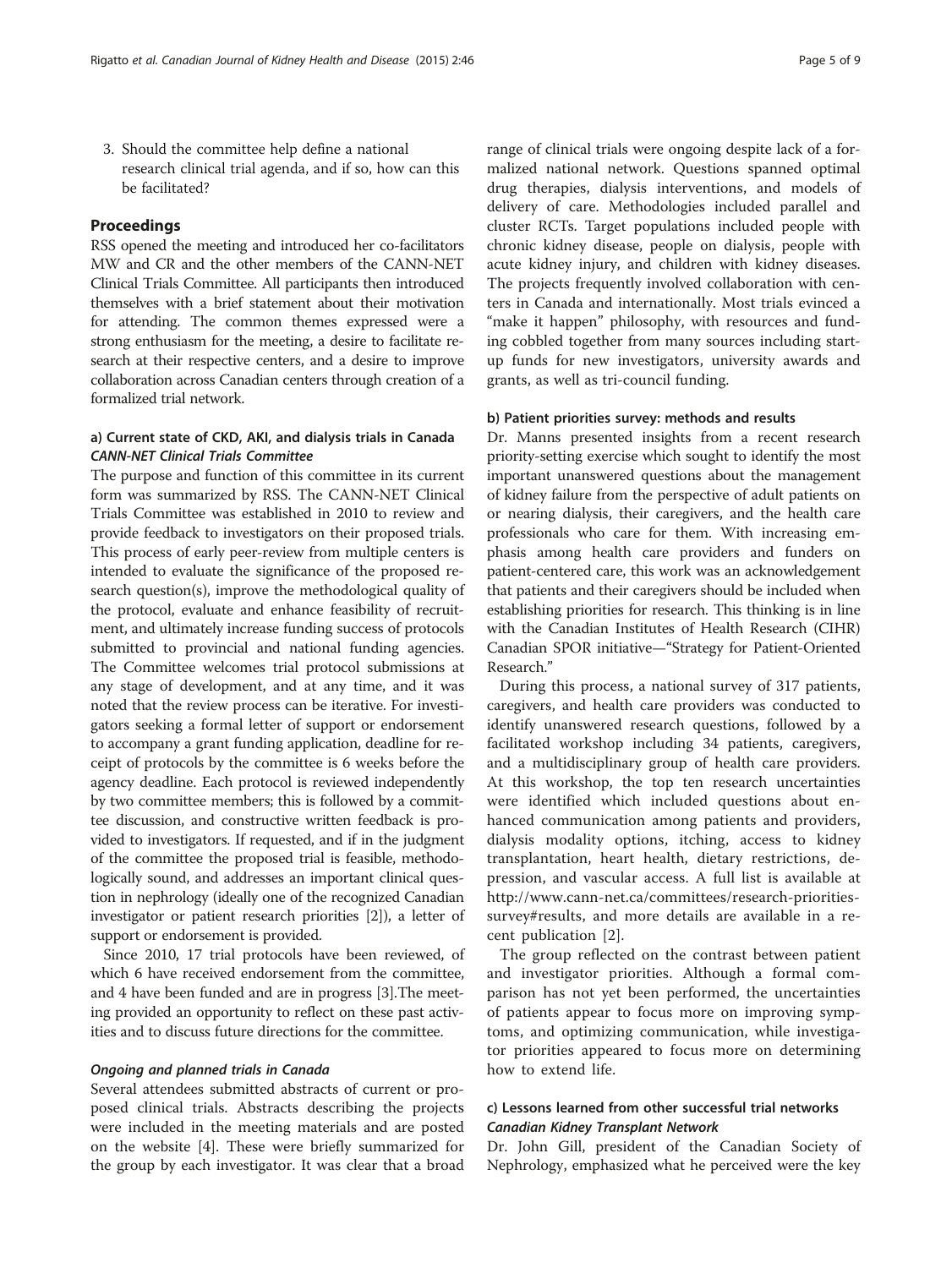3. Should the committee help define a national research clinical trial agenda, and if so, how can this be facilitated?

## Proceedings

RSS opened the meeting and introduced her co-facilitators MW and CR and the other members of the CANN-NET Clinical Trials Committee. All participants then introduced themselves with a brief statement about their motivation for attending. The common themes expressed were a strong enthusiasm for the meeting, a desire to facilitate research at their respective centers, and a desire to improve collaboration across Canadian centers through creation of a formalized trial network.

### a) Current state of CKD, AKI, and dialysis trials in Canada

#### *CANN-NET Clinical Trials Committee*

The purpose and function of this committee in its current form was summarized by RSS. The CANN-NET Clinical Trials Committee was established in 2010 to review and provide feedback to investigators on their proposed trials. This process of early peer-review from multiple centers is intended to evaluate the significance of the proposed research question(s), improve the methodological quality of the protocol, evaluate and enhance feasibility of recruitment, and ultimately increase funding success of protocols submitted to provincial and national funding agencies. The Committee welcomes trial protocol submissions at any stage of development, and at any time, and it was noted that the review process can be iterative. For investigators seeking a formal letter of support or endorsement to accompany a grant funding application, deadline for receipt of protocols by the committee is 6 weeks before the agency deadline. Each protocol is reviewed independently by two committee members; this is followed by a committee discussion, and constructive written feedback is provided to investigators. If requested, and if in the judgment of the committee the proposed trial is feasible, methodologically sound, and addresses an important clinical question in nephrology (ideally one of the recognized Canadian investigator or patient research priorities [2]), a letter of support or endorsement is provided.

Since 2010, 17 trial protocols have been reviewed, of which 6 have received endorsement from the committee, and 4 have been funded and are in progress [3].The meeting provided an opportunity to reflect on these past activities and to discuss future directions for the committee.

#### *Ongoing and planned trials in Canada*

Several attendees submitted abstracts of current or proposed clinical trials. Abstracts describing the projects were included in the meeting materials and are posted on the website [4]. These were briefly summarized for the group by each investigator. It was clear that a broad range of clinical trials were ongoing despite lack of a formalized national network. Questions spanned optimal drug therapies, dialysis interventions, and models of delivery of care. Methodologies included parallel and cluster RCTs. Target populations included people with chronic kidney disease, people on dialysis, people with acute kidney injury, and children with kidney diseases. The projects frequently involved collaboration with centers in Canada and internationally. Most trials evinced a "make it happen" philosophy, with resources and funding cobbled together from many sources including start-up funds for new investigators, university awards and grants, as well as tri-council funding.

### b) Patient priorities survey: methods and results

Dr. Manns presented insights from a recent research priority-setting exercise which sought to identify the most important unanswered questions about the management of kidney failure from the perspective of adult patients on or nearing dialysis, their caregivers, and the health care professionals who care for them. With increasing emphasis among health care providers and funders on patient-centered care, this work was an acknowledgement that patients and their caregivers should be included when establishing priorities for research. This thinking is in line with the Canadian Institutes of Health Research (CIHR) Canadian SPOR initiative—"Strategy for Patient-Oriented Research."

During this process, a national survey of 317 patients, caregivers, and health care providers was conducted to identify unanswered research questions, followed by a facilitated workshop including 34 patients, caregivers, and a multidisciplinary group of health care providers. At this workshop, the top ten research uncertainties were identified which included questions about enhanced communication among patients and providers, dialysis modality options, itching, access to kidney transplantation, heart health, dietary restrictions, depression, and vascular access. A full list is available at http://www.cann-net.ca/committees/research-priorities-survey#results, and more details are available in a recent publication [2].

The group reflected on the contrast between patient and investigator priorities. Although a formal comparison has not yet been performed, the uncertainties of patients appear to focus more on improving symptoms, and optimizing communication, while investigator priorities appeared to focus more on determining how to extend life.

### c) Lessons learned from other successful trial networks

#### *Canadian Kidney Transplant Network*

Dr. John Gill, president of the Canadian Society of Nephrology, emphasized what he perceived were the key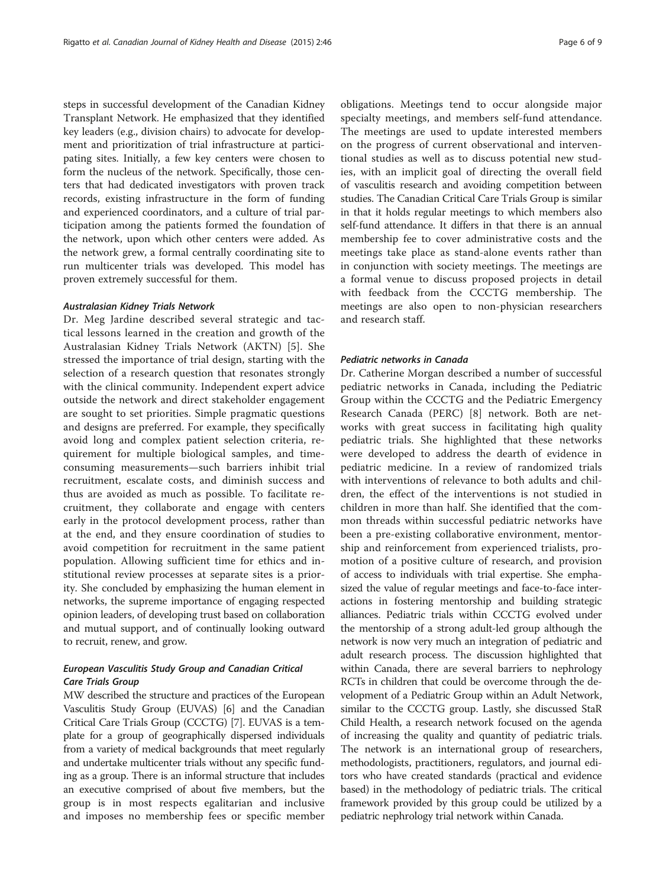steps in successful development of the Canadian Kidney Transplant Network. He emphasized that they identified key leaders (e.g., division chairs) to advocate for development and prioritization of trial infrastructure at participating sites. Initially, a few key centers were chosen to form the nucleus of the network. Specifically, those centers that had dedicated investigators with proven track records, existing infrastructure in the form of funding and experienced coordinators, and a culture of trial participation among the patients formed the foundation of the network, upon which other centers were added. As the network grew, a formal centrally coordinating site to run multicenter trials was developed. This model has proven extremely successful for them.

#### *Australasian Kidney Trials Network*

Dr. Meg Jardine described several strategic and tactical lessons learned in the creation and growth of the Australasian Kidney Trials Network (AKTN) [5]. She stressed the importance of trial design, starting with the selection of a research question that resonates strongly with the clinical community. Independent expert advice outside the network and direct stakeholder engagement are sought to set priorities. Simple pragmatic questions and designs are preferred. For example, they specifically avoid long and complex patient selection criteria, requirement for multiple biological samples, and time-consuming measurements—such barriers inhibit trial recruitment, escalate costs, and diminish success and thus are avoided as much as possible. To facilitate recruitment, they collaborate and engage with centers early in the protocol development process, rather than at the end, and they ensure coordination of studies to avoid competition for recruitment in the same patient population. Allowing sufficient time for ethics and institutional review processes at separate sites is a priority. She concluded by emphasizing the human element in networks, the supreme importance of engaging respected opinion leaders, of developing trust based on collaboration and mutual support, and of continually looking outward to recruit, renew, and grow.

#### *European Vasculitis Study Group and Canadian Critical Care Trials Group*

MW described the structure and practices of the European Vasculitis Study Group (EUVAS) [6] and the Canadian Critical Care Trials Group (CCCTG) [7]. EUVAS is a template for a group of geographically dispersed individuals from a variety of medical backgrounds that meet regularly and undertake multicenter trials without any specific funding as a group. There is an informal structure that includes an executive comprised of about five members, but the group is in most respects egalitarian and inclusive and imposes no membership fees or specific member obligations. Meetings tend to occur alongside major specialty meetings, and members self-fund attendance. The meetings are used to update interested members on the progress of current observational and interventional studies as well as to discuss potential new studies, with an implicit goal of directing the overall field of vasculitis research and avoiding competition between studies. The Canadian Critical Care Trials Group is similar in that it holds regular meetings to which members also self-fund attendance. It differs in that there is an annual membership fee to cover administrative costs and the meetings take place as stand-alone events rather than in conjunction with society meetings. The meetings are a formal venue to discuss proposed projects in detail with feedback from the CCCTG membership. The meetings are also open to non-physician researchers and research staff.

#### *Pediatric networks in Canada*

Dr. Catherine Morgan described a number of successful pediatric networks in Canada, including the Pediatric Group within the CCCTG and the Pediatric Emergency Research Canada (PERC) [8] network. Both are networks with great success in facilitating high quality pediatric trials. She highlighted that these networks were developed to address the dearth of evidence in pediatric medicine. In a review of randomized trials with interventions of relevance to both adults and children, the effect of the interventions is not studied in children in more than half. She identified that the common threads within successful pediatric networks have been a pre-existing collaborative environment, mentorship and reinforcement from experienced trialists, promotion of a positive culture of research, and provision of access to individuals with trial expertise. She emphasized the value of regular meetings and face-to-face interactions in fostering mentorship and building strategic alliances. Pediatric trials within CCCTG evolved under the mentorship of a strong adult-led group although the network is now very much an integration of pediatric and adult research process. The discussion highlighted that within Canada, there are several barriers to nephrology RCTs in children that could be overcome through the development of a Pediatric Group within an Adult Network, similar to the CCCTG group. Lastly, she discussed StaR Child Health, a research network focused on the agenda of increasing the quality and quantity of pediatric trials. The network is an international group of researchers, methodologists, practitioners, regulators, and journal editors who have created standards (practical and evidence based) in the methodology of pediatric trials. The critical framework provided by this group could be utilized by a pediatric nephrology trial network within Canada.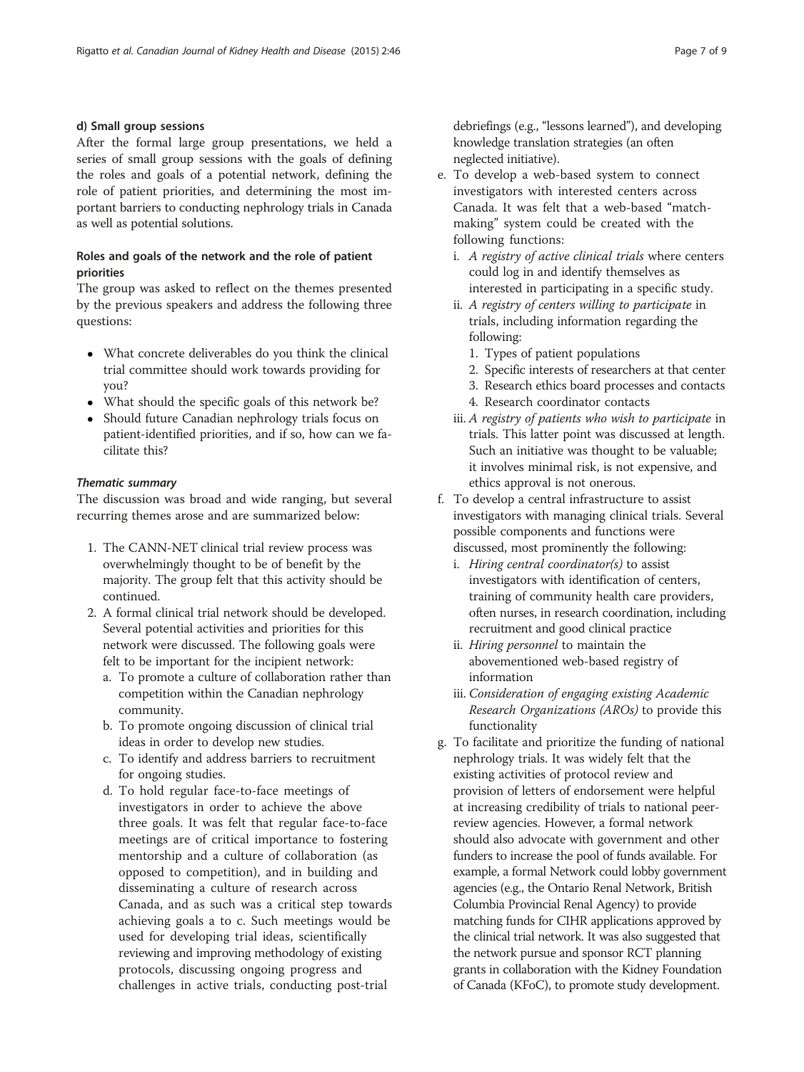#### d) Small group sessions

After the formal large group presentations, we held a series of small group sessions with the goals of defining the roles and goals of a potential network, defining the role of patient priorities, and determining the most important barriers to conducting nephrology trials in Canada as well as potential solutions.

### Roles and goals of the network and the role of patient priorities

The group was asked to reflect on the themes presented by the previous speakers and address the following three questions:

- What concrete deliverables do you think the clinical trial committee should work towards providing for you?
- What should the specific goals of this network be?
- Should future Canadian nephrology trials focus on patient-identified priorities, and if so, how can we facilitate this?

#### *Thematic summary*

The discussion was broad and wide ranging, but several recurring themes arose and are summarized below:

1. The CANN-NET clinical trial review process was overwhelmingly thought to be of benefit by the majority. The group felt that this activity should be continued.
2. A formal clinical trial network should be developed. Several potential activities and priorities for this network were discussed. The following goals were felt to be important for the incipient network:
   a. To promote a culture of collaboration rather than competition within the Canadian nephrology community.
   b. To promote ongoing discussion of clinical trial ideas in order to develop new studies.
   c. To identify and address barriers to recruitment for ongoing studies.
   d. To hold regular face-to-face meetings of investigators in order to achieve the above three goals. It was felt that regular face-to-face meetings are of critical importance to fostering mentorship and a culture of collaboration (as opposed to competition), and in building and disseminating a culture of research across Canada, and as such was a critical step towards achieving goals a to c. Such meetings would be used for developing trial ideas, scientifically reviewing and improving methodology of existing protocols, discussing ongoing progress and challenges in active trials, conducting post-trial debriefings (e.g., "lessons learned"), and developing knowledge translation strategies (an often neglected initiative).
   e. To develop a web-based system to connect investigators with interested centers across Canada. It was felt that a web-based "match-making" system could be created with the following functions:
      i. *A registry of active clinical trials* where centers could log in and identify themselves as interested in participating in a specific study.
      ii. *A registry of centers willing to participate* in trials, including information regarding the following:
         1. Types of patient populations
         2. Specific interests of researchers at that center
         3. Research ethics board processes and contacts
         4. Research coordinator contacts
      iii. *A registry of patients who wish to participate* in trials. This latter point was discussed at length. Such an initiative was thought to be valuable; it involves minimal risk, is not expensive, and ethics approval is not onerous.
   f. To develop a central infrastructure to assist investigators with managing clinical trials. Several possible components and functions were discussed, most prominently the following:
      i. *Hiring central coordinator(s)* to assist investigators with identification of centers, training of community health care providers, often nurses, in research coordination, including recruitment and good clinical practice
      ii. *Hiring personnel* to maintain the abovementioned web-based registry of information
      iii. *Consideration of engaging existing Academic Research Organizations (AROs)* to provide this functionality
   g. To facilitate and prioritize the funding of national nephrology trials. It was widely felt that the existing activities of protocol review and provision of letters of endorsement were helpful at increasing credibility of trials to national peer-review agencies. However, a formal network should also advocate with government and other funders to increase the pool of funds available. For example, a formal Network could lobby government agencies (e.g., the Ontario Renal Network, British Columbia Provincial Renal Agency) to provide matching funds for CIHR applications approved by the clinical trial network. It was also suggested that the network pursue and sponsor RCT planning grants in collaboration with the Kidney Foundation of Canada (KFoC), to promote study development.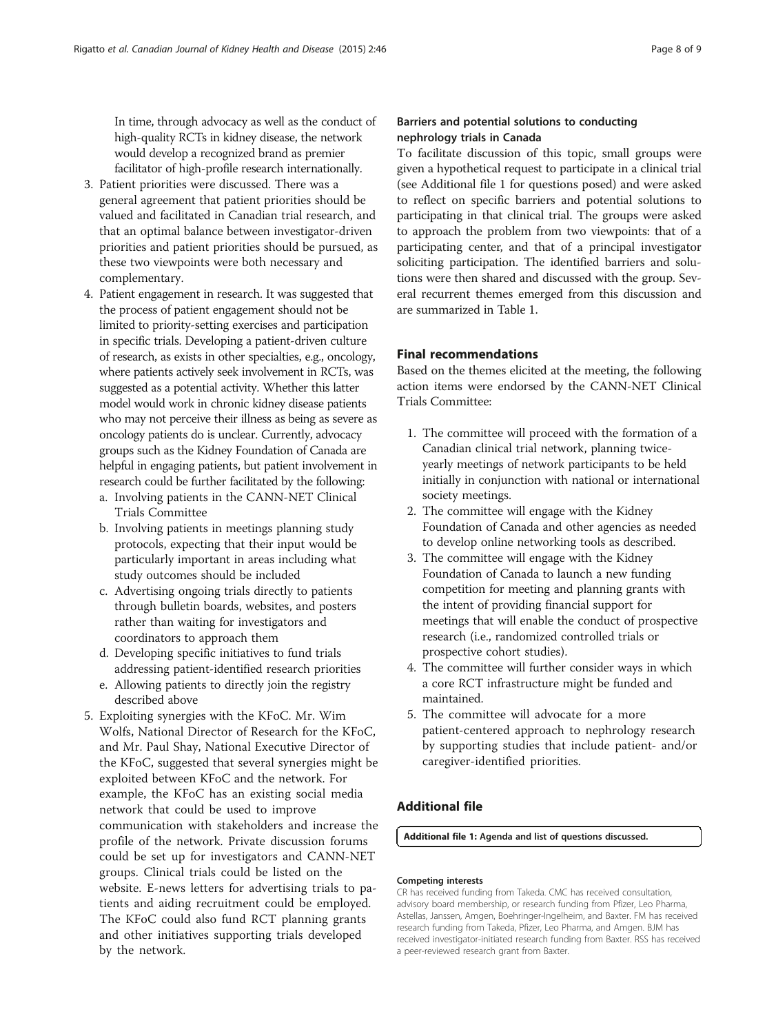In time, through advocacy as well as the conduct of high-quality RCTs in kidney disease, the network would develop a recognized brand as premier facilitator of high-profile research internationally.

3. Patient priorities were discussed. There was a general agreement that patient priorities should be valued and facilitated in Canadian trial research, and that an optimal balance between investigator-driven priorities and patient priorities should be pursued, as these two viewpoints were both necessary and complementary.
4. Patient engagement in research. It was suggested that the process of patient engagement should not be limited to priority-setting exercises and participation in specific trials. Developing a patient-driven culture of research, as exists in other specialties, e.g., oncology, where patients actively seek involvement in RCTs, was suggested as a potential activity. Whether this latter model would work in chronic kidney disease patients who may not perceive their illness as being as severe as oncology patients do is unclear. Currently, advocacy groups such as the Kidney Foundation of Canada are helpful in engaging patients, but patient involvement in research could be further facilitated by the following:
   a. Involving patients in the CANN-NET Clinical Trials Committee
   b. Involving patients in meetings planning study protocols, expecting that their input would be particularly important in areas including what study outcomes should be included
   c. Advertising ongoing trials directly to patients through bulletin boards, websites, and posters rather than waiting for investigators and coordinators to approach them
   d. Developing specific initiatives to fund trials addressing patient-identified research priorities
   e. Allowing patients to directly join the registry described above
5. Exploiting synergies with the KFoC. Mr. Wim Wolfs, National Director of Research for the KFoC, and Mr. Paul Shay, National Executive Director of the KFoC, suggested that several synergies might be exploited between KFoC and the network. For example, the KFoC has an existing social media network that could be used to improve communication with stakeholders and increase the profile of the network. Private discussion forums could be set up for investigators and CANN-NET groups. Clinical trials could be listed on the website. E-news letters for advertising trials to patients and aiding recruitment could be employed. The KFoC could also fund RCT planning grants and other initiatives supporting trials developed by the network.

### Barriers and potential solutions to conducting nephrology trials in Canada

To facilitate discussion of this topic, small groups were given a hypothetical request to participate in a clinical trial (see Additional file 1 for questions posed) and were asked to reflect on specific barriers and potential solutions to participating in that clinical trial. The groups were asked to approach the problem from two viewpoints: that of a participating center, and that of a principal investigator soliciting participation. The identified barriers and solutions were then shared and discussed with the group. Several recurrent themes emerged from this discussion and are summarized in Table 1.

## Final recommendations

Based on the themes elicited at the meeting, the following action items were endorsed by the CANN-NET Clinical Trials Committee:

1. The committee will proceed with the formation of a Canadian clinical trial network, planning twice-yearly meetings of network participants to be held initially in conjunction with national or international society meetings.
2. The committee will engage with the Kidney Foundation of Canada and other agencies as needed to develop online networking tools as described.
3. The committee will engage with the Kidney Foundation of Canada to launch a new funding competition for meeting and planning grants with the intent of providing financial support for meetings that will enable the conduct of prospective research (i.e., randomized controlled trials or prospective cohort studies).
4. The committee will further consider ways in which a core RCT infrastructure might be funded and maintained.
5. The committee will advocate for a more patient-centered approach to nephrology research by supporting studies that include patient- and/or caregiver-identified priorities.

## Additional file

**Additional file 1: Agenda and list of questions discussed.**

#### Competing interests

CR has received funding from Takeda. CMC has received consultation, advisory board membership, or research funding from Pfizer, Leo Pharma, Astellas, Janssen, Amgen, Boehringer-Ingelheim, and Baxter. FM has received research funding from Takeda, Pfizer, Leo Pharma, and Amgen. BJM has received investigator-initiated research funding from Baxter. RSS has received a peer-reviewed research grant from Baxter.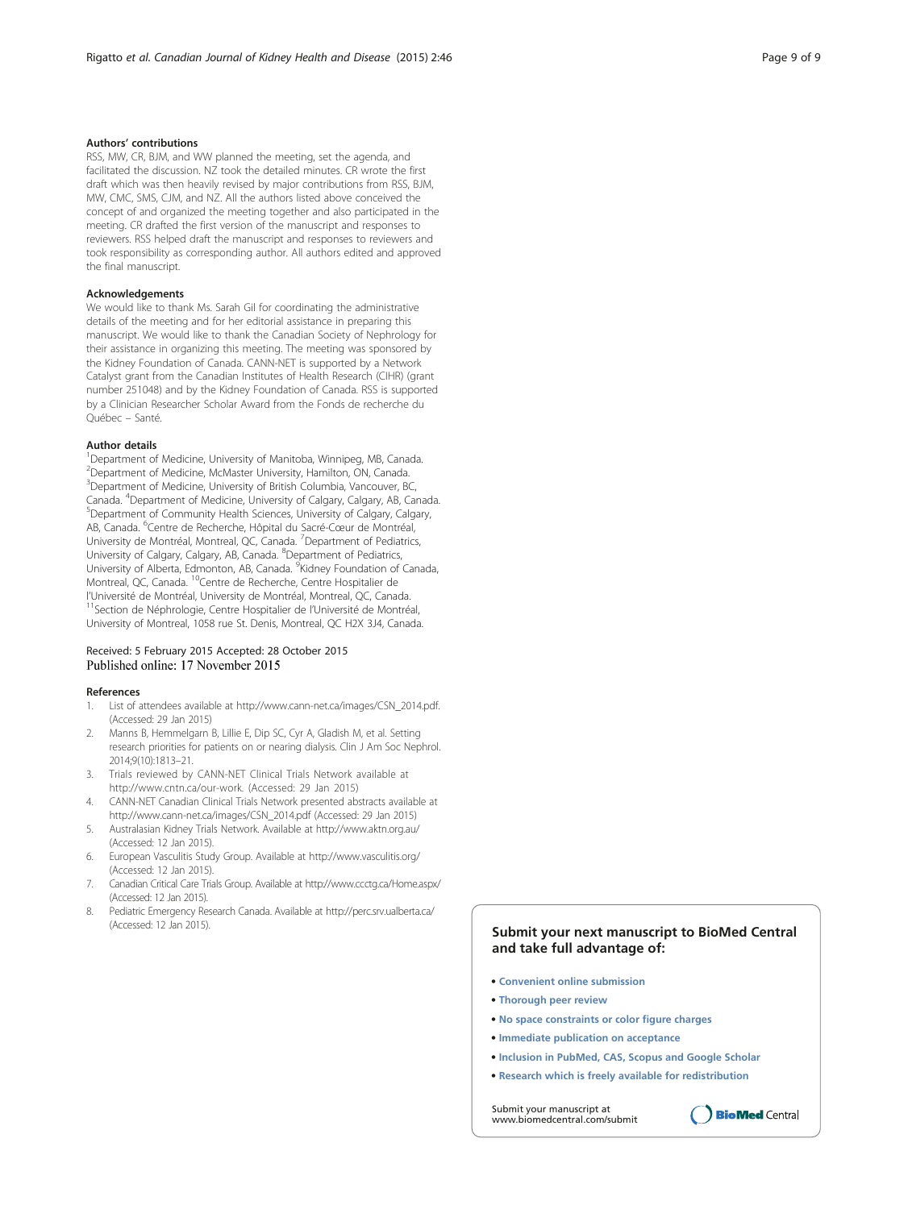#### Authors' contributions

RSS, MW, CR, BJM, and WW planned the meeting, set the agenda, and facilitated the discussion. NZ took the detailed minutes. CR wrote the first draft which was then heavily revised by major contributions from RSS, BJM, MW, CMC, SMS, CJM, and NZ. All the authors listed above conceived the concept of and organized the meeting together and also participated in the meeting. CR drafted the first version of the manuscript and responses to reviewers. RSS helped draft the manuscript and responses to reviewers and took responsibility as corresponding author. All authors edited and approved the final manuscript.

#### Acknowledgements

We would like to thank Ms. Sarah Gil for coordinating the administrative details of the meeting and for her editorial assistance in preparing this manuscript. We would like to thank the Canadian Society of Nephrology for their assistance in organizing this meeting. The meeting was sponsored by the Kidney Foundation of Canada. CANN-NET is supported by a Network Catalyst grant from the Canadian Institutes of Health Research (CIHR) (grant number 251048) and by the Kidney Foundation of Canada. RSS is supported by a Clinician Researcher Scholar Award from the Fonds de recherche du Québec – Santé.

#### Author details

[1]Department of Medicine, University of Manitoba, Winnipeg, MB, Canada. [2]Department of Medicine, McMaster University, Hamilton, ON, Canada. [3]Department of Medicine, University of British Columbia, Vancouver, BC, Canada. [4]Department of Medicine, University of Calgary, Calgary, AB, Canada. [5]Department of Community Health Sciences, University of Calgary, Calgary, AB, Canada. [6]Centre de Recherche, Hôpital du Sacré-Cœur de Montréal, University de Montréal, Montreal, QC, Canada. [7]Department of Pediatrics, University of Calgary, Calgary, AB, Canada. [8]Department of Pediatrics, University of Alberta, Edmonton, AB, Canada. [9]Kidney Foundation of Canada, Montreal, QC, Canada. [10]Centre de Recherche, Centre Hospitalier de l'Université de Montréal, University de Montréal, Montreal, QC, Canada. [11]Section de Néphrologie, Centre Hospitalier de l'Université de Montréal, University of Montreal, 1058 rue St. Denis, Montreal, QC H2X 3J4, Canada.

Received: 5 February 2015 Accepted: 28 October 2015
Published online: 17 November 2015

#### References

1. List of attendees available at http://www.cann-net.ca/images/CSN_2014.pdf. (Accessed: 29 Jan 2015)
2. Manns B, Hemmelgarn B, Lillie E, Dip SC, Cyr A, Gladish M, et al. Setting research priorities for patients on or nearing dialysis. Clin J Am Soc Nephrol. 2014;9(10):1813–21.
3. Trials reviewed by CANN-NET Clinical Trials Network available at http://www.cntn.ca/our-work. (Accessed: 29 Jan 2015)
4. CANN-NET Canadian Clinical Trials Network presented abstracts available at http://www.cann-net.ca/images/CSN_2014.pdf (Accessed: 29 Jan 2015)
5. Australasian Kidney Trials Network. Available at http://www.aktn.org.au/ (Accessed: 12 Jan 2015).
6. European Vasculitis Study Group. Available at http://www.vasculitis.org/ (Accessed: 12 Jan 2015).
7. Canadian Critical Care Trials Group. Available at http://www.ccctg.ca/Home.aspx/ (Accessed: 12 Jan 2015).
8. Pediatric Emergency Research Canada. Available at http://perc.srv.ualberta.ca/ (Accessed: 12 Jan 2015).

**Submit your next manuscript to BioMed Central and take full advantage of:**

- Convenient online submission
- Thorough peer review
- No space constraints or color figure charges
- Immediate publication on acceptance
- Inclusion in PubMed, CAS, Scopus and Google Scholar
- Research which is freely available for redistribution

Submit your manuscript at
www.biomedcentral.com/submit

BioMed Central